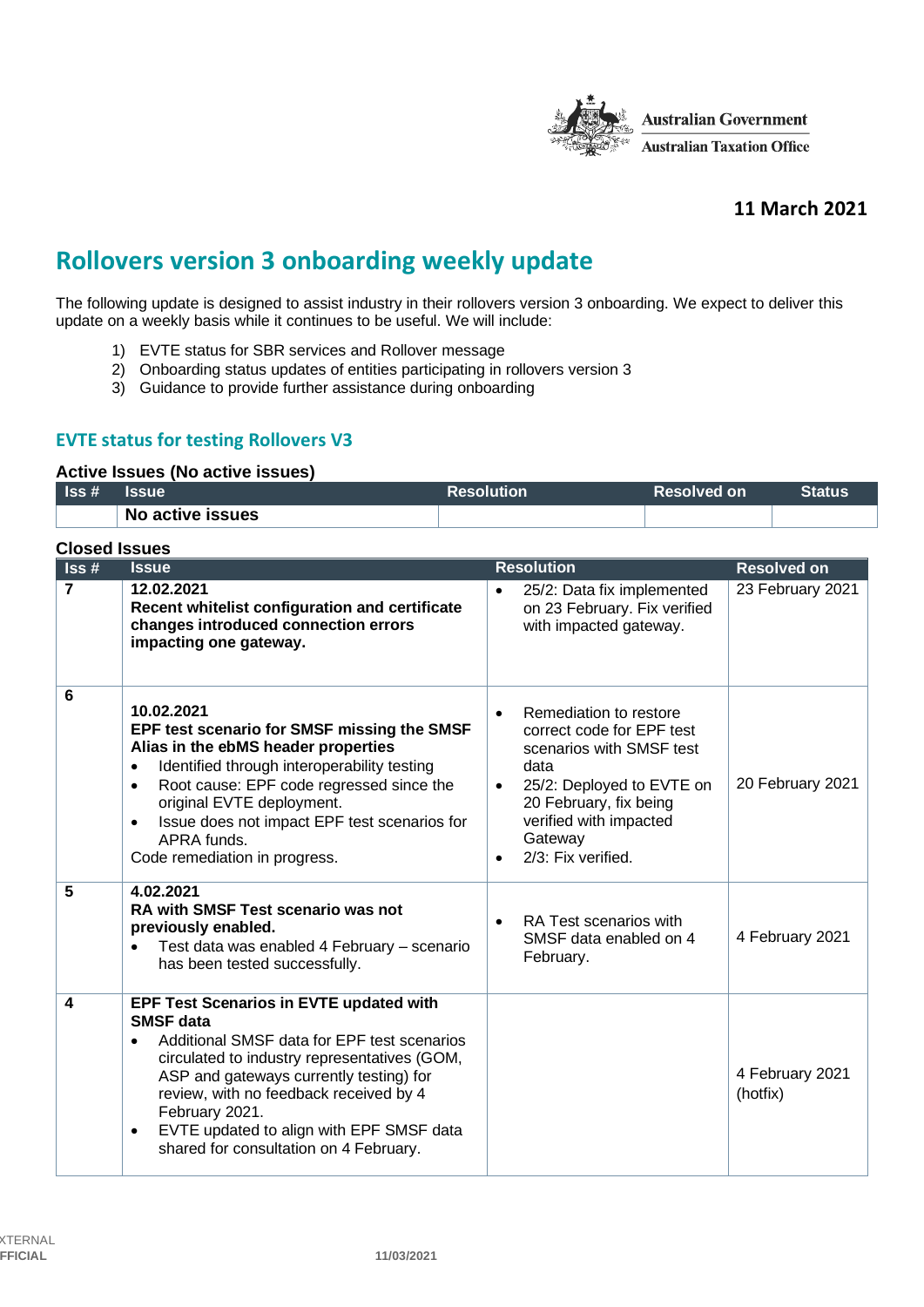Australian Government
Australian Taxation Office

**11 March 2021**

# Rollovers version 3 onboarding weekly update

The following update is designed to assist industry in their rollovers version 3 onboarding. We expect to deliver this update on a weekly basis while it continues to be useful. We will include:

1) EVTE status for SBR services and Rollover message
2) Onboarding status updates of entities participating in rollovers version 3
3) Guidance to provide further assistance during onboarding

## EVTE status for testing Rollovers V3

### Active Issues (No active issues)

| Iss # | Issue | Resolution | Resolved on | Status |
|---|---|---|---|---|
| | **No active issues** | | | |

### Closed Issues

| Iss # | Issue | Resolution | Resolved on |
|---|---|---|---|
| 7 | **12.02.2021**<br>**Recent whitelist configuration and certificate changes introduced connection errors impacting one gateway.** | • 25/2: Data fix implemented on 23 February. Fix verified with impacted gateway. | 23 February 2021 |
| 6 | **10.02.2021**<br>**EPF test scenario for SMSF missing the SMSF Alias in the ebMS header properties**<br>• Identified through interoperability testing<br>• Root cause: EPF code regressed since the original EVTE deployment.<br>• Issue does not impact EPF test scenarios for APRA funds.<br>Code remediation in progress. | • Remediation to restore correct code for EPF test scenarios with SMSF test data<br>• 25/2: Deployed to EVTE on 20 February, fix being verified with impacted Gateway<br>• 2/3: Fix verified. | 20 February 2021 |
| 5 | **4.02.2021**<br>**RA with SMSF Test scenario was not previously enabled.**<br>• Test data was enabled 4 February – scenario has been tested successfully. | • RA Test scenarios with SMSF data enabled on 4 February. | 4 February 2021 |
| 4 | **EPF Test Scenarios in EVTE updated with SMSF data**<br>• Additional SMSF data for EPF test scenarios circulated to industry representatives (GOM, ASP and gateways currently testing) for review, with no feedback received by 4 February 2021.<br>• EVTE updated to align with EPF SMSF data shared for consultation on 4 February. | | 4 February 2021 (hotfix) |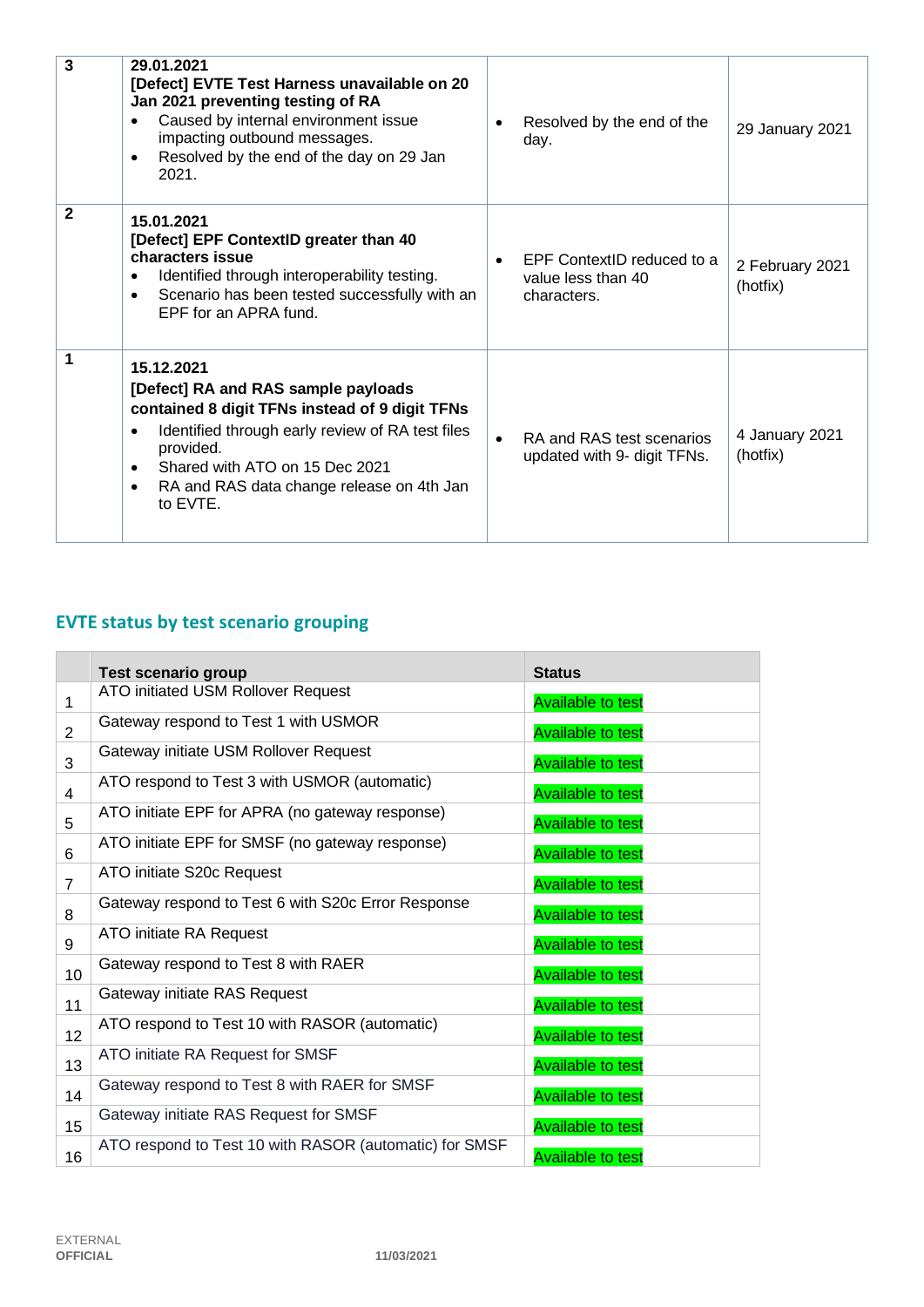| 3 | **29.01.2021**<br>**[Defect] EVTE Test Harness unavailable on 20 Jan 2021 preventing testing of RA**<br>• Caused by internal environment issue impacting outbound messages.<br>• Resolved by the end of the day on 29 Jan 2021. | • Resolved by the end of the day. | 29 January 2021 |
|---|---|---|---|
| 2 | **15.01.2021**<br>**[Defect] EPF ContextID greater than 40 characters issue**<br>• Identified through interoperability testing.<br>• Scenario has been tested successfully with an EPF for an APRA fund. | • EPF ContextID reduced to a value less than 40 characters. | 2 February 2021 (hotfix) |
| 1 | **15.12.2021**<br>**[Defect] RA and RAS sample payloads contained 8 digit TFNs instead of 9 digit TFNs**<br>• Identified through early review of RA test files provided.<br>• Shared with ATO on 15 Dec 2021<br>• RA and RAS data change release on 4th Jan to EVTE. | • RA and RAS test scenarios updated with 9- digit TFNs. | 4 January 2021 (hotfix) |

## EVTE status by test scenario grouping

| | Test scenario group | Status |
|---|---|---|
| 1 | ATO initiated USM Rollover Request | Available to test |
| 2 | Gateway respond to Test 1 with USMOR | Available to test |
| 3 | Gateway initiate USM Rollover Request | Available to test |
| 4 | ATO respond to Test 3 with USMOR (automatic) | Available to test |
| 5 | ATO initiate EPF for APRA (no gateway response) | Available to test |
| 6 | ATO initiate EPF for SMSF (no gateway response) | Available to test |
| 7 | ATO initiate S20c Request | Available to test |
| 8 | Gateway respond to Test 6 with S20c Error Response | Available to test |
| 9 | ATO initiate RA Request | Available to test |
| 10 | Gateway respond to Test 8 with RAER | Available to test |
| 11 | Gateway initiate RAS Request | Available to test |
| 12 | ATO respond to Test 10 with RASOR (automatic) | Available to test |
| 13 | ATO initiate RA Request for SMSF | Available to test |
| 14 | Gateway respond to Test 8 with RAER for SMSF | Available to test |
| 15 | Gateway initiate RAS Request for SMSF | Available to test |
| 16 | ATO respond to Test 10 with RASOR (automatic) for SMSF | Available to test |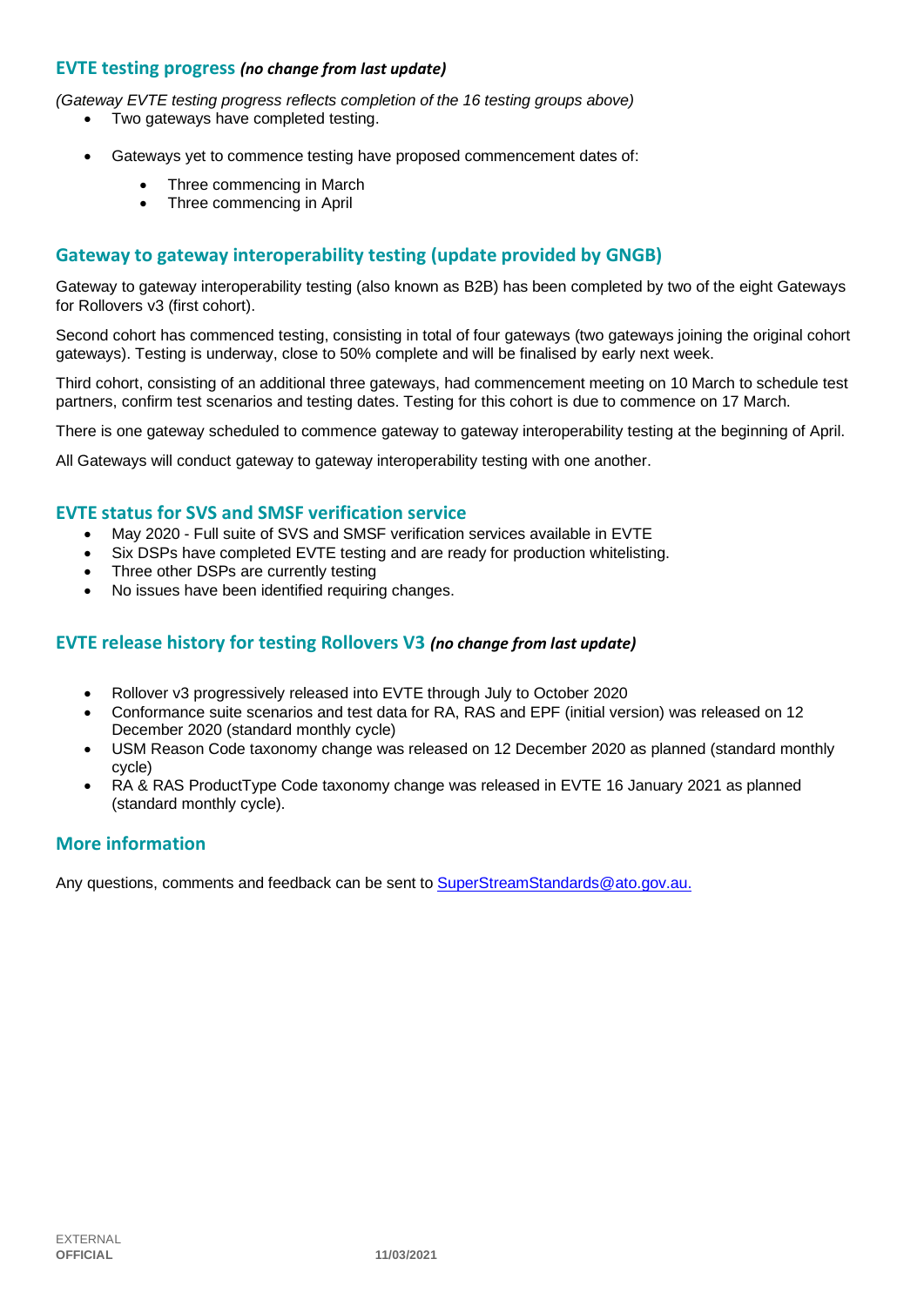## EVTE testing progress *(no change from last update)*

*(Gateway EVTE testing progress reflects completion of the 16 testing groups above)*

- Two gateways have completed testing.
- Gateways yet to commence testing have proposed commencement dates of:
  - Three commencing in March
  - Three commencing in April

## Gateway to gateway interoperability testing (update provided by GNGB)

Gateway to gateway interoperability testing (also known as B2B) has been completed by two of the eight Gateways for Rollovers v3 (first cohort).

Second cohort has commenced testing, consisting in total of four gateways (two gateways joining the original cohort gateways). Testing is underway, close to 50% complete and will be finalised by early next week.

Third cohort, consisting of an additional three gateways, had commencement meeting on 10 March to schedule test partners, confirm test scenarios and testing dates. Testing for this cohort is due to commence on 17 March.

There is one gateway scheduled to commence gateway to gateway interoperability testing at the beginning of April.

All Gateways will conduct gateway to gateway interoperability testing with one another.

## EVTE status for SVS and SMSF verification service

- May 2020 - Full suite of SVS and SMSF verification services available in EVTE
- Six DSPs have completed EVTE testing and are ready for production whitelisting.
- Three other DSPs are currently testing
- No issues have been identified requiring changes.

## EVTE release history for testing Rollovers V3 *(no change from last update)*

- Rollover v3 progressively released into EVTE through July to October 2020
- Conformance suite scenarios and test data for RA, RAS and EPF (initial version) was released on 12 December 2020 (standard monthly cycle)
- USM Reason Code taxonomy change was released on 12 December 2020 as planned (standard monthly cycle)
- RA & RAS ProductType Code taxonomy change was released in EVTE 16 January 2021 as planned (standard monthly cycle).

## More information

Any questions, comments and feedback can be sent to [SuperStreamStandards@ato.gov.au.](mailto:SuperStreamStandards@ato.gov.au)